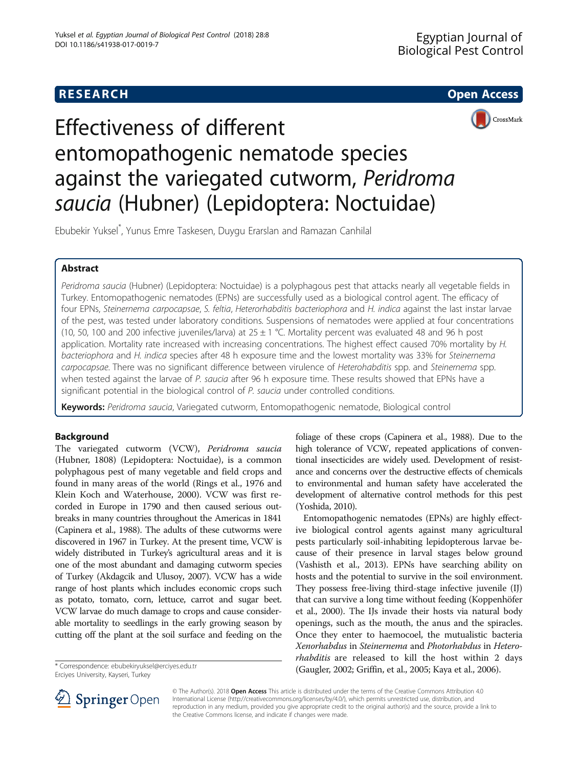**RESEARCH** **Open Access**

# Effectiveness of different entomopathogenic nematode species against the variegated cutworm, *Peridroma saucia* (Hubner) (Lepidoptera: Noctuidae)

Ebubekir Yuksel*, Yunus Emre Taskesen, Duygu Erarslan and Ramazan Canhilal

## Abstract

*Peridroma saucia* (Hubner) (Lepidoptera: Noctuidae) is a polyphagous pest that attacks nearly all vegetable fields in Turkey. Entomopathogenic nematodes (EPNs) are successfully used as a biological control agent. The efficacy of four EPNs, *Steinernema carpocapsae*, *S. feltia*, *Heterorhabditis bacteriophora* and *H. indica* against the last instar larvae of the pest, was tested under laboratory conditions. Suspensions of nematodes were applied at four concentrations (10, 50, 100 and 200 infective juveniles/larva) at 25 ± 1 °C. Mortality percent was evaluated 48 and 96 h post application. Mortality rate increased with increasing concentrations. The highest effect caused 70% mortality by *H. bacteriophora* and *H. indica* species after 48 h exposure time and the lowest mortality was 33% for *Steinernema carpocapsae*. There was no significant difference between virulence of *Heterohabditis* spp. and *Steinernema* spp. when tested against the larvae of *P. saucia* after 96 h exposure time. These results showed that EPNs have a significant potential in the biological control of *P. saucia* under controlled conditions.

**Keywords:** *Peridroma saucia*, Variegated cutworm, Entomopathogenic nematode, Biological control

## Background

The variegated cutworm (VCW), *Peridroma saucia* (Hubner, 1808) (Lepidoptera: Noctuidae), is a common polyphagous pest of many vegetable and field crops and found in many areas of the world (Rings et al., 1976 and Klein Koch and Waterhouse, 2000). VCW was first recorded in Europe in 1790 and then caused serious outbreaks in many countries throughout the Americas in 1841 (Capinera et al., 1988). The adults of these cutworms were discovered in 1967 in Turkey. At the present time, VCW is widely distributed in Turkey's agricultural areas and it is one of the most abundant and damaging cutworm species of Turkey (Akdagcik and Ulusoy, 2007). VCW has a wide range of host plants which includes economic crops such as potato, tomato, corn, lettuce, carrot and sugar beet. VCW larvae do much damage to crops and cause considerable mortality to seedlings in the early growing season by cutting off the plant at the soil surface and feeding on the foliage of these crops (Capinera et al., 1988). Due to the high tolerance of VCW, repeated applications of conventional insecticides are widely used. Development of resistance and concerns over the destructive effects of chemicals to environmental and human safety have accelerated the development of alternative control methods for this pest (Yoshida, 2010).

Entomopathogenic nematodes (EPNs) are highly effective biological control agents against many agricultural pests particularly soil-inhabiting lepidopterous larvae because of their presence in larval stages below ground (Vashisth et al., 2013). EPNs have searching ability on hosts and the potential to survive in the soil environment. They possess free-living third-stage infective juvenile (IJ) that can survive a long time without feeding (Koppenhöfer et al., 2000). The IJs invade their hosts via natural body openings, such as the mouth, the anus and the spiracles. Once they enter to haemocoel, the mutualistic bacteria *Xenorhabdus* in *Steinernema* and *Photorhabdus* in *Heterorhabditis* are released to kill the host within 2 days (Gaugler, 2002; Griffin, et al., 2005; Kaya et al., 2006).

* Correspondence: ebubekiryuksel@erciyes.edu.tr
Erciyes University, Kayseri, Turkey

© The Author(s). 2018 **Open Access** This article is distributed under the terms of the Creative Commons Attribution 4.0 International License (http://creativecommons.org/licenses/by/4.0/), which permits unrestricted use, distribution, and reproduction in any medium, provided you give appropriate credit to the original author(s) and the source, provide a link to the Creative Commons license, and indicate if changes were made.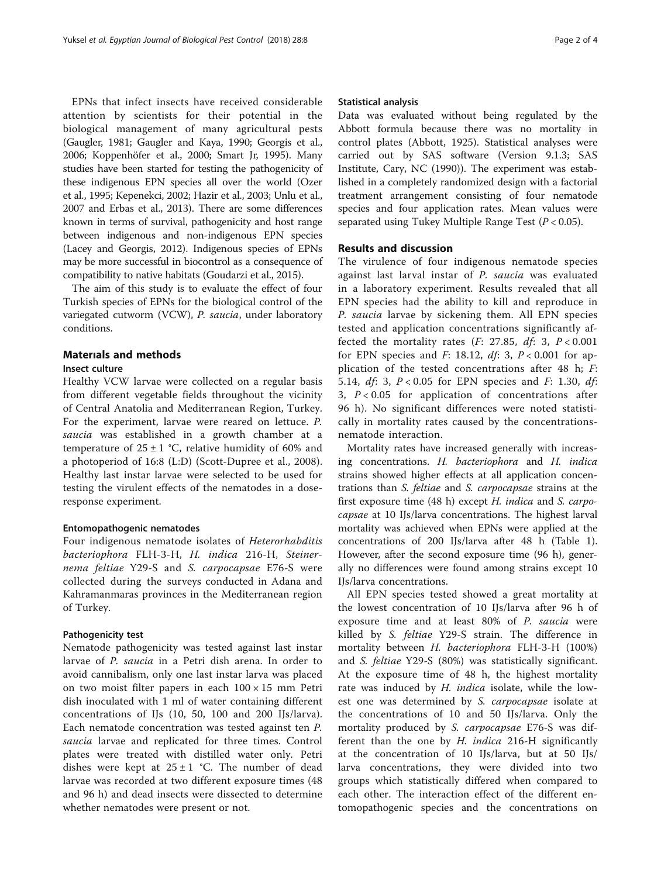EPNs that infect insects have received considerable attention by scientists for their potential in the biological management of many agricultural pests (Gaugler, 1981; Gaugler and Kaya, 1990; Georgis et al., 2006; Koppenhöfer et al., 2000; Smart Jr, 1995). Many studies have been started for testing the pathogenicity of these indigenous EPN species all over the world (Ozer et al., 1995; Kepenekci, 2002; Hazir et al., 2003; Unlu et al., 2007 and Erbas et al., 2013). There are some differences known in terms of survival, pathogenicity and host range between indigenous and non-indigenous EPN species (Lacey and Georgis, 2012). Indigenous species of EPNs may be more successful in biocontrol as a consequence of compatibility to native habitats (Goudarzi et al., 2015).

The aim of this study is to evaluate the effect of four Turkish species of EPNs for the biological control of the variegated cutworm (VCW), *P. saucia*, under laboratory conditions.

## Materıals and methods

### Insect culture

Healthy VCW larvae were collected on a regular basis from different vegetable fields throughout the vicinity of Central Anatolia and Mediterranean Region, Turkey. For the experiment, larvae were reared on lettuce. *P. saucia* was established in a growth chamber at a temperature of 25 ± 1 °C, relative humidity of 60% and a photoperiod of 16:8 (L:D) (Scott-Dupree et al., 2008). Healthy last instar larvae were selected to be used for testing the virulent effects of the nematodes in a dose-response experiment.

### Entomopathogenic nematodes

Four indigenous nematode isolates of *Heterorhabditis bacteriophora* FLH-3-H, *H. indica* 216-H, *Steinernema feltiae* Y29-S and *S. carpocapsae* E76-S were collected during the surveys conducted in Adana and Kahramanmaras provinces in the Mediterranean region of Turkey.

### Pathogenicity test

Nematode pathogenicity was tested against last instar larvae of *P. saucia* in a Petri dish arena. In order to avoid cannibalism, only one last instar larva was placed on two moist filter papers in each 100 × 15 mm Petri dish inoculated with 1 ml of water containing different concentrations of IJs (10, 50, 100 and 200 IJs/larva). Each nematode concentration was tested against ten *P. saucia* larvae and replicated for three times. Control plates were treated with distilled water only. Petri dishes were kept at 25 ± 1 °C. The number of dead larvae was recorded at two different exposure times (48 and 96 h) and dead insects were dissected to determine whether nematodes were present or not.

### Statistical analysis

Data was evaluated without being regulated by the Abbott formula because there was no mortality in control plates (Abbott, 1925). Statistical analyses were carried out by SAS software (Version 9.1.3; SAS Institute, Cary, NC (1990)). The experiment was established in a completely randomized design with a factorial treatment arrangement consisting of four nematode species and four application rates. Mean values were separated using Tukey Multiple Range Test ($P < 0.05$).

## Results and discussion

The virulence of four indigenous nematode species against last larval instar of *P. saucia* was evaluated in a laboratory experiment. Results revealed that all EPN species had the ability to kill and reproduce in *P. saucia* larvae by sickening them. All EPN species tested and application concentrations significantly affected the mortality rates ($F$: 27.85, $df$: 3, $P < 0.001$ for EPN species and $F$: 18.12, $df$: 3, $P < 0.001$ for application of the tested concentrations after 48 h; $F$: 5.14, $df$: 3, $P < 0.05$ for EPN species and $F$: 1.30, $df$: 3, $P < 0.05$ for application of concentrations after 96 h). No significant differences were noted statistically in mortality rates caused by the concentrations-nematode interaction.

Mortality rates have increased generally with increasing concentrations. *H. bacteriophora* and *H. indica* strains showed higher effects at all application concentrations than *S. feltiae* and *S. carpocapsae* strains at the first exposure time (48 h) except *H. indica* and *S. carpocapsae* at 10 IJs/larva concentrations. The highest larval mortality was achieved when EPNs were applied at the concentrations of 200 IJs/larva after 48 h (Table 1). However, after the second exposure time (96 h), generally no differences were found among strains except 10 IJs/larva concentrations.

All EPN species tested showed a great mortality at the lowest concentration of 10 IJs/larva after 96 h of exposure time and at least 80% of *P. saucia* were killed by *S. feltiae* Y29-S strain. The difference in mortality between *H. bacteriophora* FLH-3-H (100%) and *S. feltiae* Y29-S (80%) was statistically significant. At the exposure time of 48 h, the highest mortality rate was induced by *H. indica* isolate, while the lowest one was determined by *S. carpocapsae* isolate at the concentrations of 10 and 50 IJs/larva. Only the mortality produced by *S. carpocapsae* E76-S was different than the one by *H. indica* 216-H significantly at the concentration of 10 IJs/larva, but at 50 IJs/larva concentrations, they were divided into two groups which statistically differed when compared to each other. The interaction effect of the different entomopathogenic species and the concentrations on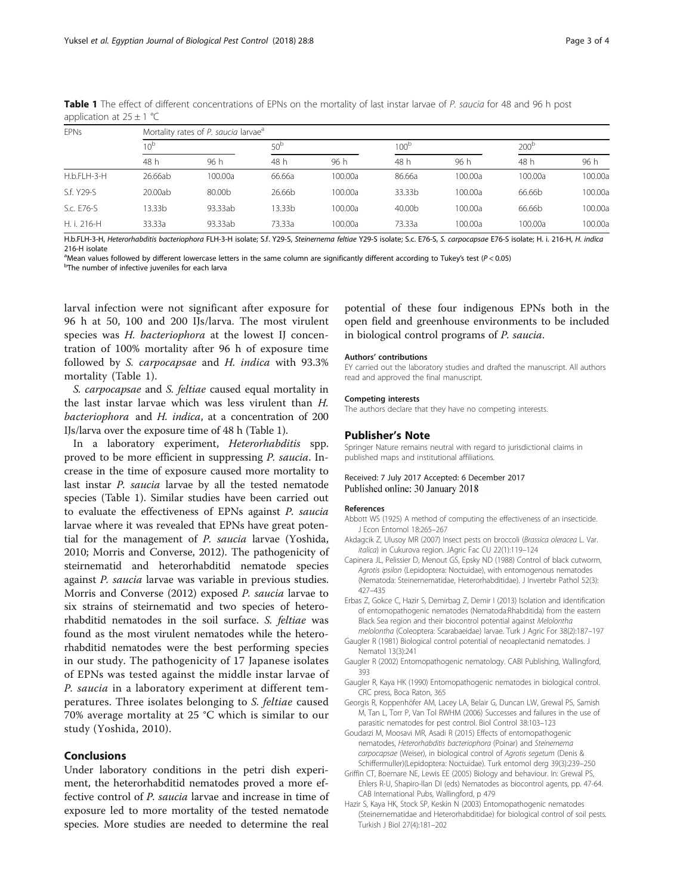**Table 1** The effect of different concentrations of EPNs on the mortality of last instar larvae of *P. saucia* for 48 and 96 h post application at 25 ± 1 °C

| EPNs | Mortality rates of *P. saucia* larvae[a] | | | | | | | |
|---|---|---|---|---|---|---|---|---|
| | 10[b] | | 50[b] | | 100[b] | | 200[b] | |
| | 48 h | 96 h | 48 h | 96 h | 48 h | 96 h | 48 h | 96 h |
| H.b.FLH-3-H | 26.66ab | 100.00a | 66.66a | 100.00a | 86.66a | 100.00a | 100.00a | 100.00a |
| S.f. Y29-S | 20.00ab | 80.00b | 26.66b | 100.00a | 33.33b | 100.00a | 66.66b | 100.00a |
| S.c. E76-S | 13.33b | 93.33ab | 13.33b | 100.00a | 40.00b | 100.00a | 66.66b | 100.00a |
| H. i. 216-H | 33.33a | 93.33ab | 73.33a | 100.00a | 73.33a | 100.00a | 100.00a | 100.00a |

H.b.FLH-3-H, *Heterorhabditis bacteriophora* FLH-3-H isolate; S.f. Y29-S, *Steinernema feltiae* Y29-S isolate; S.c. E76-S, *S. carpocapsae* E76-S isolate; H. i. 216-H, *H. indica* 216-H isolate

[a]Mean values followed by different lowercase letters in the same column are significantly different according to Tukey's test ($P < 0.05$)

[b]The number of infective juveniles for each larva

larval infection were not significant after exposure for 96 h at 50, 100 and 200 IJs/larva. The most virulent species was *H. bacteriophora* at the lowest IJ concentration of 100% mortality after 96 h of exposure time followed by *S. carpocapsae* and *H. indica* with 93.3% mortality (Table 1).

*S. carpocapsae* and *S. feltiae* caused equal mortality in the last instar larvae which was less virulent than *H. bacteriophora* and *H. indica*, at a concentration of 200 IJs/larva over the exposure time of 48 h (Table 1).

In a laboratory experiment, *Heterorhabditis* spp. proved to be more efficient in suppressing *P. saucia*. Increase in the time of exposure caused more mortality to last instar *P. saucia* larvae by all the tested nematode species (Table 1). Similar studies have been carried out to evaluate the effectiveness of EPNs against *P. saucia* larvae where it was revealed that EPNs have great potential for the management of *P. saucia* larvae (Yoshida, 2010; Morris and Converse, 2012). The pathogenicity of steirnematid and heterorhabditid nematode species against *P. saucia* larvae was variable in previous studies. Morris and Converse (2012) exposed *P. saucia* larvae to six strains of steirnematid and two species of heterorhabditid nematodes in the soil surface. *S. feltiae* was found as the most virulent nematodes while the heterorhabditid nematodes were the best performing species in our study. The pathogenicity of 17 Japanese isolates of EPNs was tested against the middle instar larvae of *P. saucia* in a laboratory experiment at different temperatures. Three isolates belonging to *S. feltiae* caused 70% average mortality at 25 °C which is similar to our study (Yoshida, 2010).

## Conclusions

Under laboratory conditions in the petri dish experiment, the heterorhabditid nematodes proved a more effective control of *P. saucia* larvae and increase in time of exposure led to more mortality of the tested nematode species. More studies are needed to determine the real potential of these four indigenous EPNs both in the open field and greenhouse environments to be included in biological control programs of *P. saucia*.

#### Authors' contributions

EY carried out the laboratory studies and drafted the manuscript. All authors read and approved the final manuscript.

#### Competing interests

The authors declare that they have no competing interests.

## Publisher's Note

Springer Nature remains neutral with regard to jurisdictional claims in published maps and institutional affiliations.

Received: 7 July 2017 Accepted: 6 December 2017
Published online: 30 January 2018

#### References

Abbott WS (1925) A method of computing the effectiveness of an insecticide. J Econ Entomol 18:265–267

Akdagcik Z, Ulusoy MR (2007) Insect pests on broccoli (*Brassica oleracea* L. Var. *italica*) in Cukurova region. JAgric Fac CU 22(1):119–124

Capinera JL, Pelissier D, Menout GS, Epsky ND (1988) Control of black cutworm, *Agrotis ipsilon* (Lepidoptera: Noctuidae), with entomogenous nematodes (Nematoda: Steinernematidae, Heterorhabditidae). J Invertebr Pathol 52(3): 427–435

Erbas Z, Gokce C, Hazir S, Demirbag Z, Demir I (2013) Isolation and identification of entomopathogenic nematodes (Nematoda:Rhabditida) from the eastern Black Sea region and their biocontrol potential against *Melolontha melolontha* (Coleoptera: Scarabaeidae) larvae. Turk J Agric For 38(2):187–197

Gaugler R (1981) Biological control potential of neoaplectanid nematodes. J Nematol 13(3):241

Gaugler R (2002) Entomopathogenic nematology. CABI Publishing, Wallingford, 393

Gaugler R, Kaya HK (1990) Entomopathogenic nematodes in biological control. CRC press, Boca Raton, 365

Georgis R, Koppenhöfer AM, Lacey LA, Belair G, Duncan LW, Grewal PS, Samish M, Tan L, Torr P, Van Tol RWHM (2006) Successes and failures in the use of parasitic nematodes for pest control. Biol Control 38:103–123

Goudarzi M, Moosavi MR, Asadi R (2015) Effects of entomopathogenic nematodes, *Heterorhabditis bacteriophora* (Poinar) and *Steinernema carpocapsae* (Weiser), in biological control of *Agrotis segetum* (Denis & Schiffermuller)(Lepidoptera: Noctuidae). Turk entomol derg 39(3):239–250

Griffin CT, Boemare NE, Lewis EE (2005) Biology and behaviour. In: Grewal PS, Ehlers R-U, Shapiro-Ilan DI (eds) Nematodes as biocontrol agents, pp. 47-64. CAB International Pubs, Wallingford, p 479

Hazir S, Kaya HK, Stock SP, Keskin N (2003) Entomopathogenic nematodes (Steinernematidae and Heterorhabditidae) for biological control of soil pests. Turkish J Biol 27(4):181–202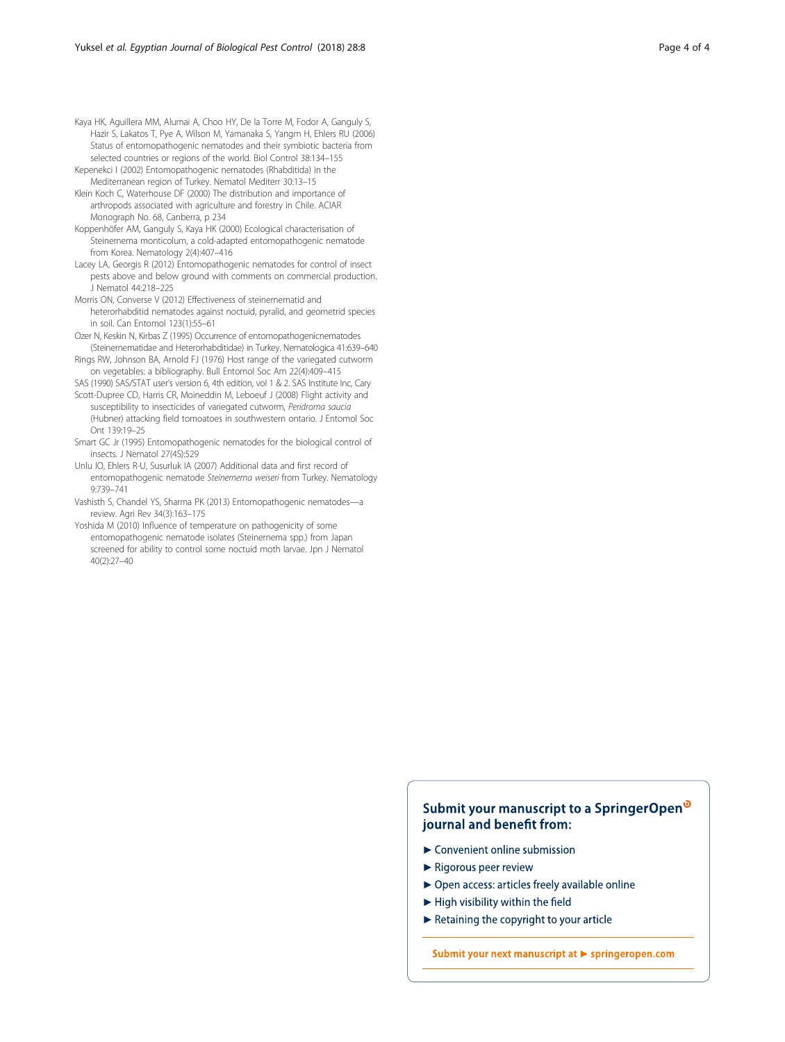Kaya HK, Aguillera MM, Alumai A, Choo HY, De la Torre M, Fodor A, Ganguly S, Hazir S, Lakatos T, Pye A, Wilson M, Yamanaka S, Yangm H, Ehlers RU (2006) Status of entomopathogenic nematodes and their symbiotic bacteria from selected countries or regions of the world. Biol Control 38:134–155

Kepenekci I (2002) Entomopathogenic nematodes (Rhabditida) in the Mediterranean region of Turkey. Nematol Mediterr 30:13–15

Klein Koch C, Waterhouse DF (2000) The distribution and importance of arthropods associated with agriculture and forestry in Chile. ACIAR Monograph No. 68, Canberra, p 234

Koppenhöfer AM, Ganguly S, Kaya HK (2000) Ecological characterisation of Steinernema monticolum, a cold-adapted entomopathogenic nematode from Korea. Nematology 2(4):407–416

Lacey LA, Georgis R (2012) Entomopathogenic nematodes for control of insect pests above and below ground with comments on commercial production. J Nematol 44:218–225

Morris ON, Converse V (2012) Effectiveness of steinernematid and heterorhabditid nematodes against noctuid, pyralid, and geometrid species in soil. Can Entomol 123(1):55–61

Ozer N, Keskin N, Kirbas Z (1995) Occurrence of entomopathogenicnematodes (Steinernematidae and Heterorhabditidae) in Turkey. Nematologica 41:639–640

Rings RW, Johnson BA, Arnold FJ (1976) Host range of the variegated cutworm on vegetables: a bibliography. Bull Entomol Soc Am 22(4):409–415

SAS (1990) SAS/STAT user's version 6, 4th edition, vol 1 & 2. SAS Institute Inc, Cary

Scott-Dupree CD, Harris CR, Moineddin M, Leboeuf J (2008) Flight activity and susceptibility to insecticides of variegated cutworm, *Peridroma saucia* (Hubner) attacking field tomoatoes in southwestern ontario. J Entomol Soc Ont 139:19–25

Smart GC Jr (1995) Entomopathogenic nematodes for the biological control of insects. J Nematol 27(4S):529

Unlu IO, Ehlers R-U, Susurluk IA (2007) Additional data and first record of entomopathogenic nematode *Steinernema weiseri* from Turkey. Nematology 9:739–741

Vashisth S, Chandel YS, Sharma PK (2013) Entomopathogenic nematodes—a review. Agri Rev 34(3):163–175

Yoshida M (2010) Influence of temperature on pathogenicity of some entomopathogenic nematode isolates (Steinernema spp.) from Japan screened for ability to control some noctuid moth larvae. Jpn J Nematol 40(2):27–40

**Submit your manuscript to a SpringerOpen journal and benefit from:**

- ► Convenient online submission
- ► Rigorous peer review
- ► Open access: articles freely available online
- ► High visibility within the field
- ► Retaining the copyright to your article

**Submit your next manuscript at ► springeropen.com**